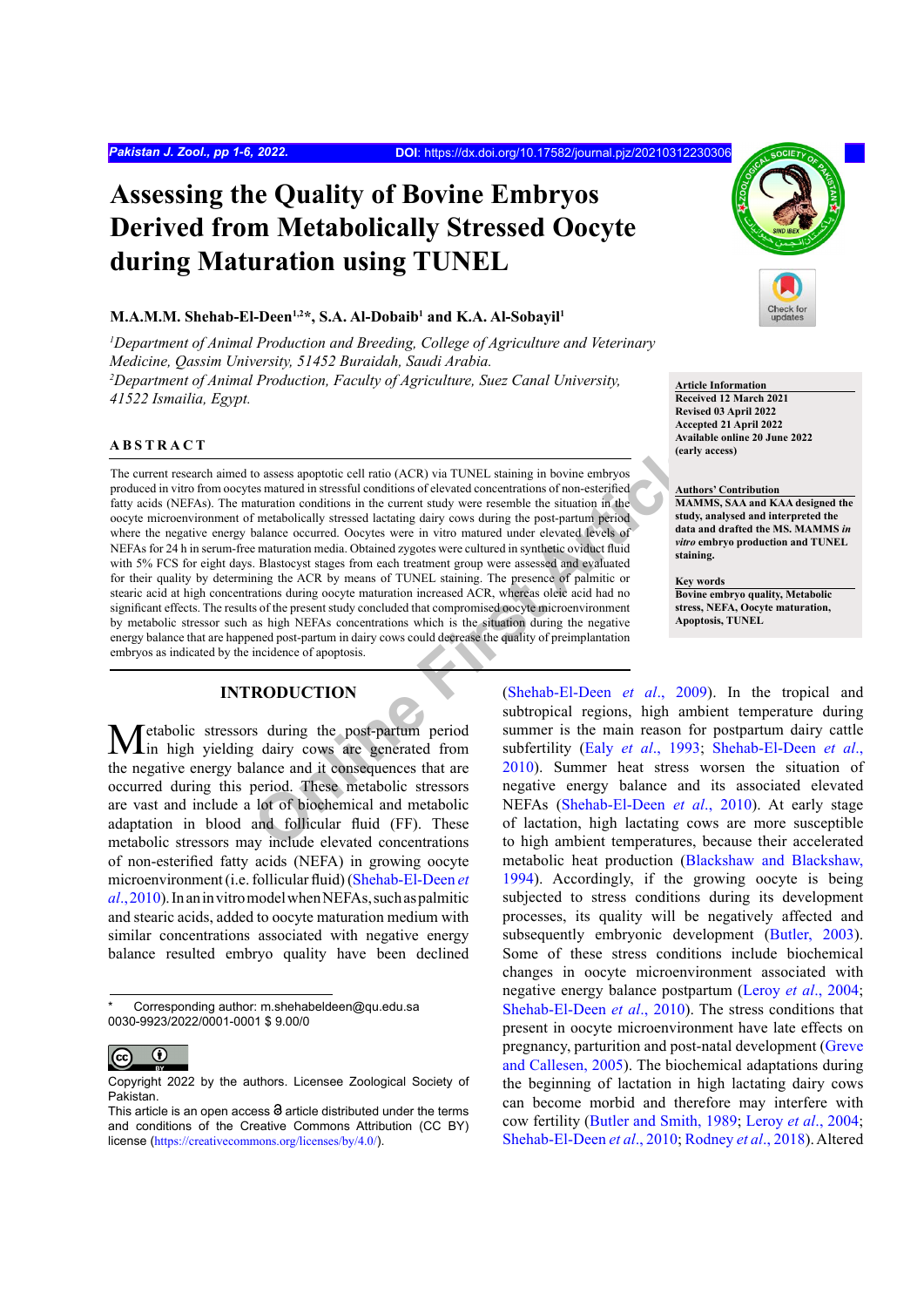# Assessing the Quality of Bovine Embryos Derived from Metabolically Stressed Oocyte during Maturation using TUNEL

**M.A.M.M. Shehab-El-Deen[1,2]*, S.A. Al-Dobaib[1] and K.A. Al-Sobayil[1]**

[1]*Department of Animal Production and Breeding, College of Agriculture and Veterinary Medicine, Qassim University, 51452 Buraidah, Saudi Arabia.*
[2]*Department of Animal Production, Faculty of Agriculture, Suez Canal University, 41522 Ismailia, Egypt.*

**Article Information**
**Received 12 March 2021**
**Revised 03 April 2022**
**Accepted 21 April 2022**
**Available online 20 June 2022 (early access)**

**Authors' Contribution**
**MAMMS, SAA and KAA designed the study, analysed and interpreted the data and drafted the MS. MAMMS *in vitro* embryo production and TUNEL staining.**

**Key words**
**Bovine embryo quality, Metabolic stress, NEFA, Oocyte maturation, Apoptosis, TUNEL**

## ABSTRACT

The current research aimed to assess apoptotic cell ratio (ACR) via TUNEL staining in bovine embryos produced in vitro from oocytes matured in stressful conditions of elevated concentrations of non-esterified fatty acids (NEFAs). The maturation conditions in the current study were resemble the situation in the oocyte microenvironment of metabolically stressed lactating dairy cows during the post-partum period where the negative energy balance occurred. Oocytes were in vitro matured under elevated levels of NEFAs for 24 h in serum-free maturation media. Obtained zygotes were cultured in synthetic oviduct fluid with 5% FCS for eight days. Blastocyst stages from each treatment group were assessed and evaluated for their quality by determining the ACR by means of TUNEL staining. The presence of palmitic or stearic acid at high concentrations during oocyte maturation increased ACR, whereas oleic acid had no significant effects. The results of the present study concluded that compromised oocyte microenvironment by metabolic stressor such as high NEFAs concentrations which is the situation during the negative energy balance that are happened post-partum in dairy cows could decrease the quality of preimplantation embryos as indicated by the incidence of apoptosis.

## INTRODUCTION

Metabolic stressors during the post-partum period in high yielding dairy cows are generated from the negative energy balance and it consequences that are occurred during this period. These metabolic stressors are vast and include a lot of biochemical and metabolic adaptation in blood and follicular fluid (FF). These metabolic stressors may include elevated concentrations of non-esterified fatty acids (NEFA) in growing oocyte microenvironment (i.e. follicular fluid) (Shehab-El-Deen *et al*., 2010). In an in vitro model when NEFAs, such as palmitic and stearic acids, added to oocyte maturation medium with similar concentrations associated with negative energy balance resulted embryo quality have been declined (Shehab-El-Deen *et al*., 2009). In the tropical and subtropical regions, high ambient temperature during summer is the main reason for postpartum dairy cattle subfertility (Ealy *et al*., 1993; Shehab-El-Deen *et al*., 2010). Summer heat stress worsen the situation of negative energy balance and its associated elevated NEFAs (Shehab-El-Deen *et al*., 2010). At early stage of lactation, high lactating cows are more susceptible to high ambient temperatures, because their accelerated metabolic heat production (Blackshaw and Blackshaw, 1994). Accordingly, if the growing oocyte is being subjected to stress conditions during its development processes, its quality will be negatively affected and subsequently embryonic development (Butler, 2003). Some of these stress conditions include biochemical changes in oocyte microenvironment associated with negative energy balance postpartum (Leroy *et al*., 2004; Shehab-El-Deen *et al*., 2010). The stress conditions that present in oocyte microenvironment have late effects on pregnancy, parturition and post-natal development (Greve and Callesen, 2005). The biochemical adaptations during the beginning of lactation in high lactating dairy cows can become morbid and therefore may interfere with cow fertility (Butler and Smith, 1989; Leroy *et al*., 2004; Shehab-El-Deen *et al*., 2010; Rodney *et al*., 2018). Altered

\* Corresponding author: m.shehabeldeen@qu.edu.sa
0030-9923/2022/0001-0001 $ 9.00/0

Copyright 2022 by the authors. Licensee Zoological Society of Pakistan.
This article is an open access article distributed under the terms and conditions of the Creative Commons Attribution (CC BY) license (https://creativecommons.org/licenses/by/4.0/).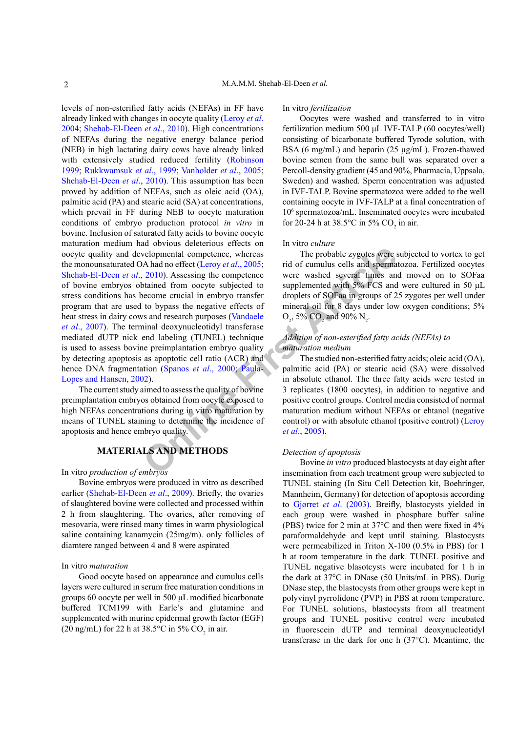levels of non-esterified fatty acids (NEFAs) in FF have already linked with changes in oocyte quality (Leroy *et al.* 2004; Shehab-El-Deen *et al*., 2010). High concentrations of NEFAs during the negative energy balance period (NEB) in high lactating dairy cows have already linked with extensively studied reduced fertility (Robinson 1999; Rukkwamsuk *et al*., 1999; Vanholder *et al*., 2005; Shehab-El-Deen *et al*., 2010). This assumption has been proved by addition of NEFAs, such as oleic acid (OA), palmitic acid (PA) and stearic acid (SA) at concentrations, which prevail in FF during NEB to oocyte maturation conditions of embryo production protocol *in vitro* in bovine. Inclusion of saturated fatty acids to bovine oocyte maturation medium had obvious deleterious effects on oocyte quality and developmental competence, whereas the monounsaturated OA had no effect (Leroy *et al*., 2005; Shehab-El-Deen *et al*., 2010). Assessing the competence of bovine embryos obtained from oocyte subjected to stress conditions has become crucial in embryo transfer program that are used to bypass the negative effects of heat stress in dairy cows and research purposes (Vandaele *et al*., 2007). The terminal deoxynucleotidyl transferase mediated dUTP nick end labeling (TUNEL) technique is used to assess bovine preimplantation embryo quality by detecting apoptosis as apoptotic cell ratio (ACR) and hence DNA fragmentation (Spanos *et al*., 2000; Paula-Lopes and Hansen, 2002).

The current study aimed to assess the quality of bovine preimplantation embryos obtained from oocyte exposed to high NEFAs concentrations during in vitro maturation by means of TUNEL staining to determine the incidence of apoptosis and hence embryo quality.

## MATERIALS AND METHODS

*In vitro production of embryos*

Bovine embryos were produced in vitro as described earlier (Shehab-El-Deen *et al*., 2009). Briefly, the ovaries of slaughtered bovine were collected and processed within 2 h from slaughtering. The ovaries, after removing of mesovaria, were rinsed many times in warm physiological saline containing kanamycin (25mg/m). only follicles of diamtere ranged between 4 and 8 were aspirated

*In vitro maturation*

Good oocyte based on appearance and cumulus cells layers were cultured in serum free maturation conditions in groups 60 oocyte per well in 500 µL modified bicarbonate buffered TCM199 with Earle's and glutamine and supplemented with murine epidermal growth factor (EGF) (20 ng/mL) for 22 h at 38.5°C in 5% $CO_2$ in air.

*In vitro fertilization*

Oocytes were washed and transferred to in vitro fertilization medium 500 µL IVF-TALP (60 oocytes/well) consisting of bicarbonate buffered Tyrode solution, with BSA (6 mg/mL) and heparin (25 µg/mL). Frozen-thawed bovine semen from the same bull was separated over a Percoll-density gradient (45 and 90%, Pharmacia, Uppsala, Sweden) and washed. Sperm concentration was adjusted in IVF-TALP. Bovine spermatozoa were added to the well containing oocyte in IVF-TALP at a final concentration of $10^6$ spermatozoa/mL. Inseminated oocytes were incubated for 20-24 h at 38.5°C in 5% $CO_2$ in air.

*In vitro culture*

The probable zygotes were subjected to vortex to get rid of cumulus cells and spermatozoa. Fertilized oocytes were washed several times and moved on to SOFaa supplemented with 5% FCS and were cultured in 50 µL droplets of SOFaa in groups of 25 zygotes per well under mineral oil for 8 days under low oxygen conditions; 5% $O_2$, 5% $CO_2$ and 90% $N_2$.

*Addition of non-esterified fatty acids (NEFAs) to maturation medium*

The studied non-esterified fatty acids; oleic acid (OA), palmitic acid (PA) or stearic acid (SA) were dissolved in absolute ethanol. The three fatty acids were tested in 3 replicates (1800 oocytes), in addition to negative and positive control groups. Control media consisted of normal maturation medium without NEFAs or ehtanol (negative control) or with absolute ethanol (positive control) (Leroy *et al*., 2005).

*Detection of apoptosis*

Bovine *in vitro* produced blastocysts at day eight after insemination from each treatment group were subjected to TUNEL staining (In Situ Cell Detection kit, Boehringer, Mannheim, Germany) for detection of apoptosis according to Gjørret *et al*. (2003). Breifly, blastocysts yielded in each group were washed in phosphate buffer saline (PBS) twice for 2 min at 37°C and then were fixed in 4% paraformaldehyde and kept until staining. Blastocysts were permeabilized in Triton X-100 (0.5% in PBS) for 1 h at room temperature in the dark. TUNEL positive and TUNEL negative blasotcysts were incubated for 1 h in the dark at 37°C in DNase (50 Units/mL in PBS). Durig DNase step, the blastocysts from other groups were kept in polyvinyl pyrrolidone (PVP) in PBS at room temperature. For TUNEL solutions, blastocysts from all treatment groups and TUNEL positive control were incubated in fluorescein dUTP and terminal deoxynucleotidyl transferase in the dark for one h (37°C). Meantime, the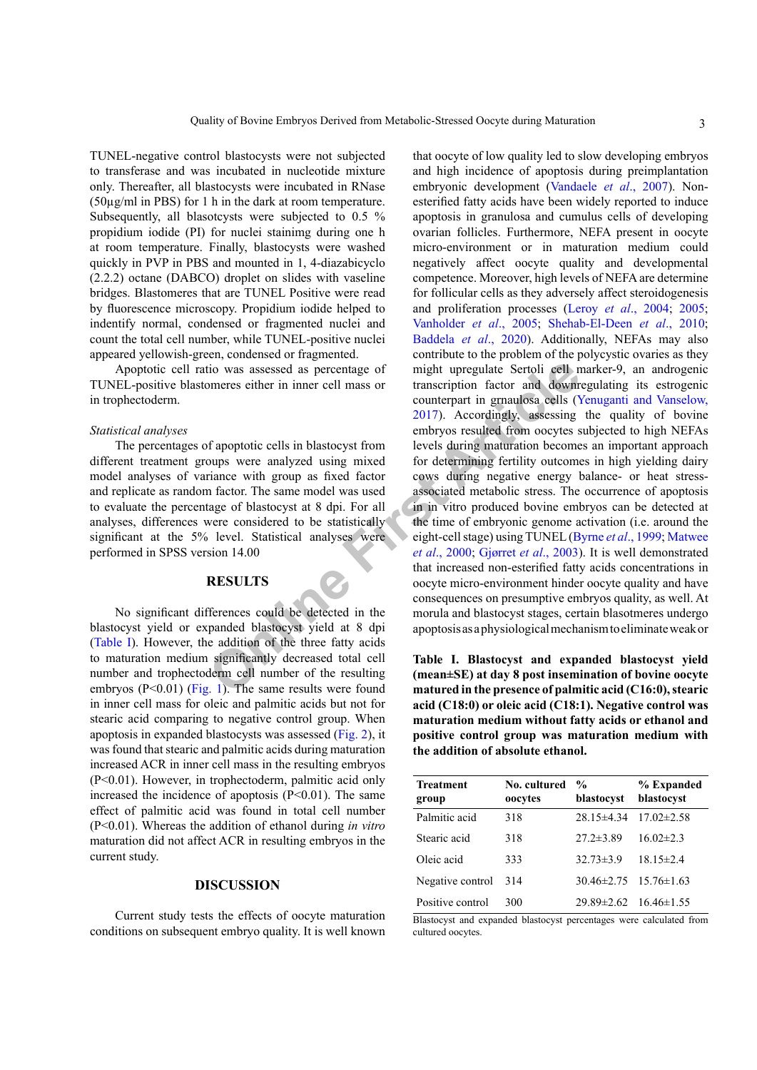TUNEL-negative control blastocysts were not subjected to transferase and was incubated in nucleotide mixture only. Thereafter, all blastocysts were incubated in RNase (50µg/ml in PBS) for 1 h in the dark at room temperature. Subsequently, all blasotcysts were subjected to 0.5 % propidium iodide (PI) for nuclei stainimg during one h at room temperature. Finally, blastocysts were washed quickly in PVP in PBS and mounted in 1, 4-diazabicyclo (2.2.2) octane (DABCO) droplet on slides with vaseline bridges. Blastomeres that are TUNEL Positive were read by fluorescence microscopy. Propidium iodide helped to indentify normal, condensed or fragmented nuclei and count the total cell number, while TUNEL-positive nuclei appeared yellowish-green, condensed or fragmented.

Apoptotic cell ratio was assessed as percentage of TUNEL-positive blastomeres either in inner cell mass or in trophectoderm.

### *Statistical analyses*

The percentages of apoptotic cells in blastocyst from different treatment groups were analyzed using mixed model analyses of variance with group as fixed factor and replicate as random factor. The same model was used to evaluate the percentage of blastocyst at 8 dpi. For all analyses, differences were considered to be statistically significant at the 5% level. Statistical analyses were performed in SPSS version 14.00

## RESULTS

No significant differences could be detected in the blastocyst yield or expanded blastocyst yield at 8 dpi (Table I). However, the addition of the three fatty acids to maturation medium significantly decreased total cell number and trophectoderm cell number of the resulting embryos (P<0.01) (Fig. 1). The same results were found in inner cell mass for oleic and palmitic acids but not for stearic acid comparing to negative control group. When apoptosis in expanded blastocysts was assessed (Fig. 2), it was found that stearic and palmitic acids during maturation increased ACR in inner cell mass in the resulting embryos (P<0.01). However, in trophectoderm, palmitic acid only increased the incidence of apoptosis (P<0.01). The same effect of palmitic acid was found in total cell number (P<0.01). Whereas the addition of ethanol during *in vitro* maturation did not affect ACR in resulting embryos in the current study.

## DISCUSSION

Current study tests the effects of oocyte maturation conditions on subsequent embryo quality. It is well known that oocyte of low quality led to slow developing embryos and high incidence of apoptosis during preimplantation embryonic development (Vandaele *et al*., 2007). Non-esterified fatty acids have been widely reported to induce apoptosis in granulosa and cumulus cells of developing ovarian follicles. Furthermore, NEFA present in oocyte micro-environment or in maturation medium could negatively affect oocyte quality and developmental competence. Moreover, high levels of NEFA are determine for follicular cells as they adversely affect steroidogenesis and proliferation processes (Leroy *et al*., 2004; 2005; Vanholder *et al*., 2005; Shehab-El-Deen *et al*., 2010; Baddela *et al*., 2020). Additionally, NEFAs may also contribute to the problem of the polycystic ovaries as they might upregulate Sertoli cell marker-9, an androgenic transcription factor and downregulating its estrogenic counterpart in grnaulosa cells (Yenuganti and Vanselow, 2017). Accordingly, assessing the quality of bovine embryos resulted from oocytes subjected to high NEFAs levels during maturation becomes an important approach for determining fertility outcomes in high yielding dairy cows during negative energy balance- or heat stress-associated metabolic stress. The occurrence of apoptosis in in vitro produced bovine embryos can be detected at the time of embryonic genome activation (i.e. around the eight-cell stage) using TUNEL (Byrne *et al*., 1999; Matwee *et al*., 2000; Gjørret *et al*., 2003). It is well demonstrated that increased non-esterified fatty acids concentrations in oocyte micro-environment hinder oocyte quality and have consequences on presumptive embryos quality, as well. At morula and blastocyst stages, certain blasotmeres undergo apoptosis as a physiological mechanism to eliminate weak or

**Table I. Blastocyst and expanded blastocyst yield (mean±SE) at day 8 post insemination of bovine oocyte matured in the presence of palmitic acid (C16:0), stearic acid (C18:0) or oleic acid (C18:1). Negative control was maturation medium without fatty acids or ethanol and positive control group was maturation medium with the addition of absolute ethanol.**

| Treatment group | No. cultured oocytes | % blastocyst | % Expanded blastocyst |
|---|---|---|---|
| Palmitic acid | 318 | 28.15±4.34 | 17.02±2.58 |
| Stearic acid | 318 | 27.2±3.89 | 16.02±2.3 |
| Oleic acid | 333 | 32.73±3.9 | 18.15±2.4 |
| Negative control | 314 | 30.46±2.75 | 15.76±1.63 |
| Positive control | 300 | 29.89±2.62 | 16.46±1.55 |

Blastocyst and expanded blastocyst percentages were calculated from cultured oocytes.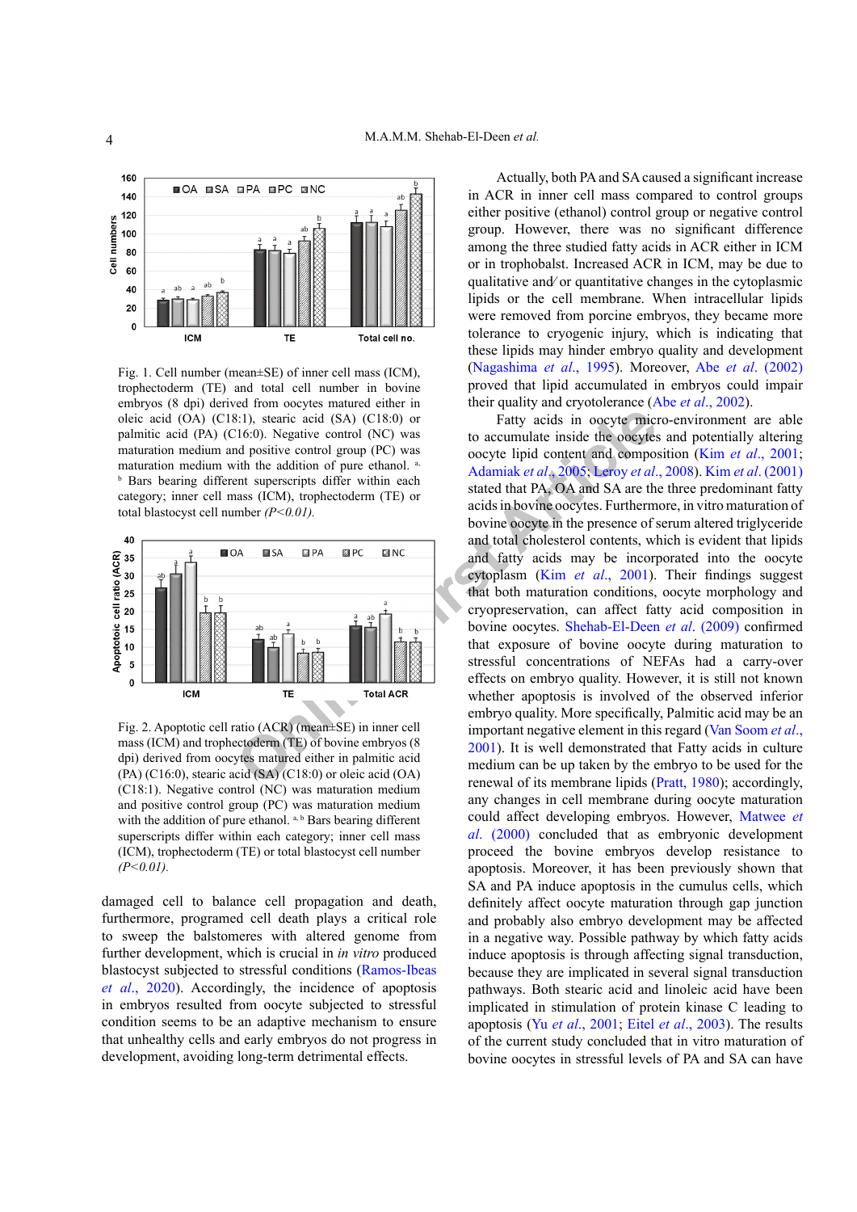Fig. 1. Cell number (mean±SE) of inner cell mass (ICM), trophectoderm (TE) and total cell number in bovine embryos (8 dpi) derived from oocytes matured either in oleic acid (OA) (C18:1), stearic acid (SA) (C18:0) or palmitic acid (PA) (C16:0). Negative control (NC) was maturation medium and positive control group (PC) was maturation medium with the addition of pure ethanol. [a, b] Bars bearing different superscripts differ within each category; inner cell mass (ICM), trophectoderm (TE) or total blastocyst cell number *(P<0.01).*

Fig. 2. Apoptotic cell ratio (ACR) (mean±SE) in inner cell mass (ICM) and trophectoderm (TE) of bovine embryos (8 dpi) derived from oocytes matured either in palmitic acid (PA) (C16:0), stearic acid (SA) (C18:0) or oleic acid (OA) (C18:1). Negative control (NC) was maturation medium and positive control group (PC) was maturation medium with the addition of pure ethanol. [a, b] Bars bearing different superscripts differ within each category; inner cell mass (ICM), trophectoderm (TE) or total blastocyst cell number *(P<0.01).*

damaged cell to balance cell propagation and death, furthermore, programed cell death plays a critical role to sweep the balstomeres with altered genome from further development, which is crucial in *in vitro* produced blastocyst subjected to stressful conditions (Ramos-Ibeas *et al*., 2020). Accordingly, the incidence of apoptosis in embryos resulted from oocyte subjected to stressful condition seems to be an adaptive mechanism to ensure that unhealthy cells and early embryos do not progress in development, avoiding long-term detrimental effects.

Actually, both PA and SA caused a significant increase in ACR in inner cell mass compared to control groups either positive (ethanol) control group or negative control group. However, there was no significant difference among the three studied fatty acids in ACR either in ICM or in trophoblast. Increased ACR in ICM, may be due to qualitative and/ or quantitative changes in the cytoplasmic lipids or the cell membrane. When intracellular lipids were removed from porcine embryos, they became more tolerance to cryogenic injury, which is indicating that these lipids may hinder embryo quality and development (Nagashima *et al*., 1995). Moreover, Abe *et al*. (2002) proved that lipid accumulated in embryos could impair their quality and cryotolerance (Abe *et al*., 2002).

Fatty acids in oocyte micro-environment are able to accumulate inside the oocytes and potentially altering oocyte lipid content and composition (Kim *et al*., 2001; Adamiak *et al*., 2005; Leroy *et al*., 2008). Kim *et al*. (2001) stated that PA, OA and SA are the three predominant fatty acids in bovine oocytes. Furthermore, in vitro maturation of bovine oocyte in the presence of serum altered triglyceride and total cholesterol contents, which is evident that lipids and fatty acids may be incorporated into the oocyte cytoplasm (Kim *et al*., 2001). Their findings suggest that both maturation conditions, oocyte morphology and cryopreservation, can affect fatty acid composition in bovine oocytes. Shehab-El-Deen *et al*. (2009) confirmed that exposure of bovine oocyte during maturation to stressful concentrations of NEFAs had a carry-over effects on embryo quality. However, it is still not known whether apoptosis is involved of the observed inferior embryo quality. More specifically, Palmitic acid may be an important negative element in this regard (Van Soom *et al*., 2001). It is well demonstrated that Fatty acids in culture medium can be up taken by the embryo to be used for the renewal of its membrane lipids (Pratt, 1980); accordingly, any changes in cell membrane during oocyte maturation could affect developing embryos. However, Matwee *et al*. (2000) concluded that as embryonic development proceed the bovine embryos develop resistance to apoptosis. Moreover, it has been previously shown that SA and PA induce apoptosis in the cumulus cells, which definitely affect oocyte maturation through gap junction and probably also embryo development may be affected in a negative way. Possible pathway by which fatty acids induce apoptosis is through affecting signal transduction, because they are implicated in several signal transduction pathways. Both stearic acid and linoleic acid have been implicated in stimulation of protein kinase C leading to apoptosis (Yu *et al*., 2001; Eitel *et al*., 2003). The results of the current study concluded that in vitro maturation of bovine oocytes in stressful levels of PA and SA can have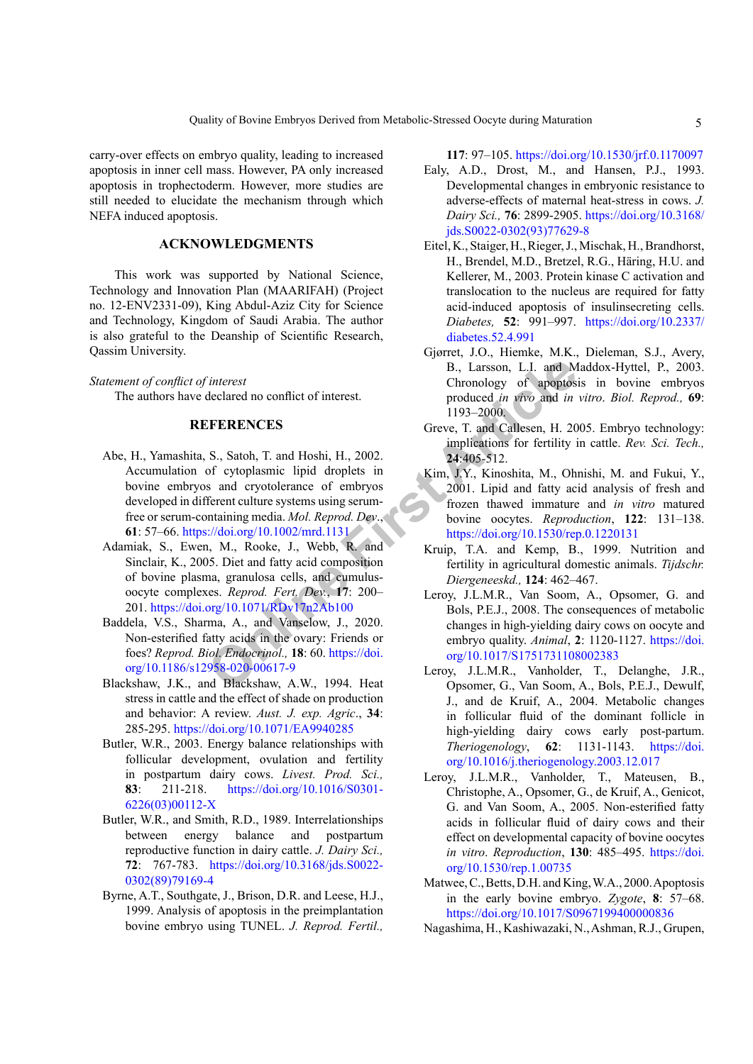carry-over effects on embryo quality, leading to increased apoptosis in inner cell mass. However, PA only increased apoptosis in trophectoderm. However, more studies are still needed to elucidate the mechanism through which NEFA induced apoptosis.

## ACKNOWLEDGMENTS

This work was supported by National Science, Technology and Innovation Plan (MAARIFAH) (Project no. 12-ENV2331-09), King Abdul-Aziz City for Science and Technology, Kingdom of Saudi Arabia. The author is also grateful to the Deanship of Scientific Research, Qassim University.

*Statement of conflict of interest*

The authors have declared no conflict of interest.

## REFERENCES

Abe, H., Yamashita, S., Satoh, T. and Hoshi, H., 2002. Accumulation of cytoplasmic lipid droplets in bovine embryos and cryotolerance of embryos developed in different culture systems using serum-free or serum-containing media. *Mol. Reprod. Dev.*, **61**: 57–66. https://doi.org/10.1002/mrd.1131

Adamiak, S., Ewen, M., Rooke, J., Webb, R. and Sinclair, K., 2005. Diet and fatty acid composition of bovine plasma, granulosa cells, and cumulus-oocyte complexes. *Reprod. Fert. Dev.*, **17**: 200–201. https://doi.org/10.1071/RDv17n2Ab100

Baddela, V.S., Sharma, A., and Vanselow, J., 2020. Non-esterified fatty acids in the ovary: Friends or foes? *Reprod. Biol. Endocrinol.*, **18**: 60. https://doi.org/10.1186/s12958-020-00617-9

Blackshaw, J.K., and Blackshaw, A.W., 1994. Heat stress in cattle and the effect of shade on production and behavior: A review. *Aust. J. exp. Agric*., **34**: 285-295. https://doi.org/10.1071/EA9940285

Butler, W.R., 2003. Energy balance relationships with follicular development, ovulation and fertility in postpartum dairy cows. *Livest. Prod. Sci.,* **83**: 211-218. https://doi.org/10.1016/S0301-6226(03)00112-X

Butler, W.R., and Smith, R.D., 1989. Interrelationships between energy balance and postpartum reproductive function in dairy cattle. *J. Dairy Sci.,* **72**: 767-783. https://doi.org/10.3168/jds.S0022-0302(89)79169-4

Byrne, A.T., Southgate, J., Brison, D.R. and Leese, H.J., 1999. Analysis of apoptosis in the preimplantation bovine embryo using TUNEL. *J. Reprod. Fertil.,* **117**: 97–105. https://doi.org/10.1530/jrf.0.1170097

Ealy, A.D., Drost, M., and Hansen, P.J., 1993. Developmental changes in embryonic resistance to adverse-effects of maternal heat-stress in cows. *J. Dairy Sci.,* **76**: 2899-2905. https://doi.org/10.3168/jds.S0022-0302(93)77629-8

Eitel, K., Staiger, H., Rieger, J., Mischak, H., Brandhorst, H., Brendel, M.D., Bretzel, R.G., Häring, H.U. and Kellerer, M., 2003. Protein kinase C activation and translocation to the nucleus are required for fatty acid-induced apoptosis of insulinsecreting cells. *Diabetes,* **52**: 991–997. https://doi.org/10.2337/diabetes.52.4.991

Gjørret, J.O., Hiemke, M.K., Dieleman, S.J., Avery, B., Larsson, L.I. and Maddox-Hyttel, P., 2003. Chronology of apoptosis in bovine embryos produced *in vivo* and *in vitro*. *Biol. Reprod.,* **69**: 1193–2000.

Greve, T. and Callesen, H. 2005. Embryo technology: implications for fertility in cattle. *Rev. Sci. Tech.,* **24**:405-512.

Kim, J.Y., Kinoshita, M., Ohnishi, M. and Fukui, Y., 2001. Lipid and fatty acid analysis of fresh and frozen thawed immature and *in vitro* matured bovine oocytes. *Reproduction*, **122**: 131–138. https://doi.org/10.1530/rep.0.1220131

Kruip, T.A. and Kemp, B., 1999. Nutrition and fertility in agricultural domestic animals. *Tijdschr. Diergeneeskd.,* **124**: 462–467.

Leroy, J.L.M.R., Van Soom, A., Opsomer, G. and Bols, P.E.J., 2008. The consequences of metabolic changes in high-yielding dairy cows on oocyte and embryo quality. *Animal*, **2**: 1120-1127. https://doi.org/10.1017/S1751731108002383

Leroy, J.L.M.R., Vanholder, T., Delanghe, J.R., Opsomer, G., Van Soom, A., Bols, P.E.J., Dewulf, J., and de Kruif, A., 2004. Metabolic changes in follicular fluid of the dominant follicle in high-yielding dairy cows early post-partum. *Theriogenology*, **62**: 1131-1143. https://doi.org/10.1016/j.theriogenology.2003.12.017

Leroy, J.L.M.R., Vanholder, T., Mateusen, B., Christophe, A., Opsomer, G., de Kruif, A., Genicot, G. and Van Soom, A., 2005. Non-esterified fatty acids in follicular fluid of dairy cows and their effect on developmental capacity of bovine oocytes *in vitro*. *Reproduction*, **130**: 485–495. https://doi.org/10.1530/rep.1.00735

Matwee, C., Betts, D.H. and King, W.A., 2000. Apoptosis in the early bovine embryo. *Zygote*, **8**: 57–68. https://doi.org/10.1017/S0967199400000836

Nagashima, H., Kashiwazaki, N., Ashman, R.J., Grupen,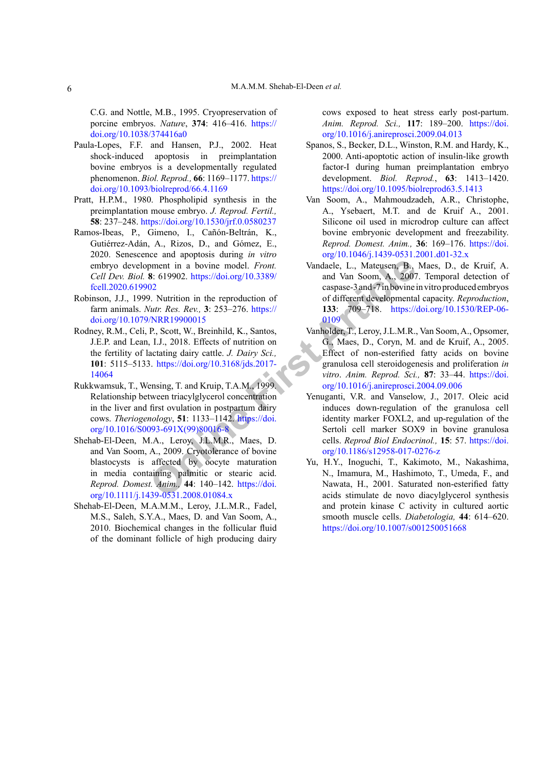C.G. and Nottle, M.B., 1995. Cryopreservation of porcine embryos. *Nature*, **374**: 416–416. https://doi.org/10.1038/374416a0

Paula-Lopes, F.F. and Hansen, P.J., 2002. Heat shock-induced apoptosis in preimplantation bovine embryos is a developmentally regulated phenomenon. *Biol. Reprod.,* **66**: 1169–1177. https://doi.org/10.1093/biolreprod/66.4.1169

Pratt, H.P.M., 1980. Phospholipid synthesis in the preimplantation mouse embryo. *J. Reprod. Fertil.,* **58**: 237–248. https://doi.org/10.1530/jrf.0.0580237

Ramos-Ibeas, P., Gimeno, I., Cañón-Beltrán, K., Gutiérrez-Adán, A., Rizos, D., and Gómez, E., 2020. Senescence and apoptosis during *in vitro* embryo development in a bovine model. *Front. Cell Dev. Biol.* **8**: 619902. https://doi.org/10.3389/fcell.2020.619902

Robinson, J.J., 1999. Nutrition in the reproduction of farm animals. *Nutr. Res. Rev.,* **3**: 253–276. https://doi.org/10.1079/NRR19900015

Rodney, R.M., Celi, P., Scott, W., Breinhild, K., Santos, J.E.P. and Lean, I.J., 2018. Effects of nutrition on the fertility of lactating dairy cattle. *J. Dairy Sci.,* **101**: 5115–5133. https://doi.org/10.3168/jds.2017-14064

Rukkwamsuk, T., Wensing, T. and Kruip, T.A.M., 1999. Relationship between triacylglycerol concentration in the liver and first ovulation in postpartum dairy cows. *Theriogenology*, **51**: 1133–1142. https://doi.org/10.1016/S0093-691X(99)80016-8

Shehab-El-Deen, M.A., Leroy, J.L.M.R., Maes, D. and Van Soom, A., 2009. Cryotolerance of bovine blastocysts is affected by oocyte maturation in media containing palmitic or stearic acid. *Reprod. Domest. Anim.,* **44**: 140–142. https://doi.org/10.1111/j.1439-0531.2008.01084.x

Shehab-El-Deen, M.A.M.M., Leroy, J.L.M.R., Fadel, M.S., Saleh, S.Y.A., Maes, D. and Van Soom, A., 2010. Biochemical changes in the follicular fluid of the dominant follicle of high producing dairy cows exposed to heat stress early post-partum. *Anim. Reprod. Sci.,* **117**: 189–200. https://doi.org/10.1016/j.anireprosci.2009.04.013

Spanos, S., Becker, D.L., Winston, R.M. and Hardy, K., 2000. Anti-apoptotic action of insulin-like growth factor-I during human preimplantation embryo development. *Biol. Reprod.*, **63**: 1413–1420. https://doi.org/10.1095/biolreprod63.5.1413

Van Soom, A., Mahmoudzadeh, A.R., Christophe, A., Ysebaert, M.T. and de Kruif A., 2001. Silicone oil used in microdrop culture can affect bovine embryonic development and freezability. *Reprod. Domest. Anim.,* **36**: 169–176. https://doi.org/10.1046/j.1439-0531.2001.d01-32.x

Vandaele, L., Mateusen, B., Maes, D., de Kruif, A. and Van Soom, A., 2007. Temporal detection of caspase-3 and -7 in bovine in vitro produced embryos of different developmental capacity. *Reproduction*, **133**: 709–718. https://doi.org/10.1530/REP-06-0109

Vanholder, T., Leroy, J.L.M.R., Van Soom, A., Opsomer, G., Maes, D., Coryn, M. and de Kruif, A., 2005. Effect of non-esterified fatty acids on bovine granulosa cell steroidogenesis and proliferation *in vitro*. *Anim. Reprod. Sci.,* **87**: 33–44. https://doi.org/10.1016/j.anireprosci.2004.09.006

Yenuganti, V.R. and Vanselow, J., 2017. Oleic acid induces down-regulation of the granulosa cell identity marker FOXL2, and up-regulation of the Sertoli cell marker SOX9 in bovine granulosa cells. *Reprod Biol Endocrinol.,* **15**: 57. https://doi.org/10.1186/s12958-017-0276-z

Yu, H.Y., Inoguchi, T., Kakimoto, M., Nakashima, N., Imamura, M., Hashimoto, T., Umeda, F., and Nawata, H., 2001. Saturated non-esterified fatty acids stimulate de novo diacylglycerol synthesis and protein kinase C activity in cultured aortic smooth muscle cells. *Diabetologia,* **44**: 614–620. https://doi.org/10.1007/s001250051668